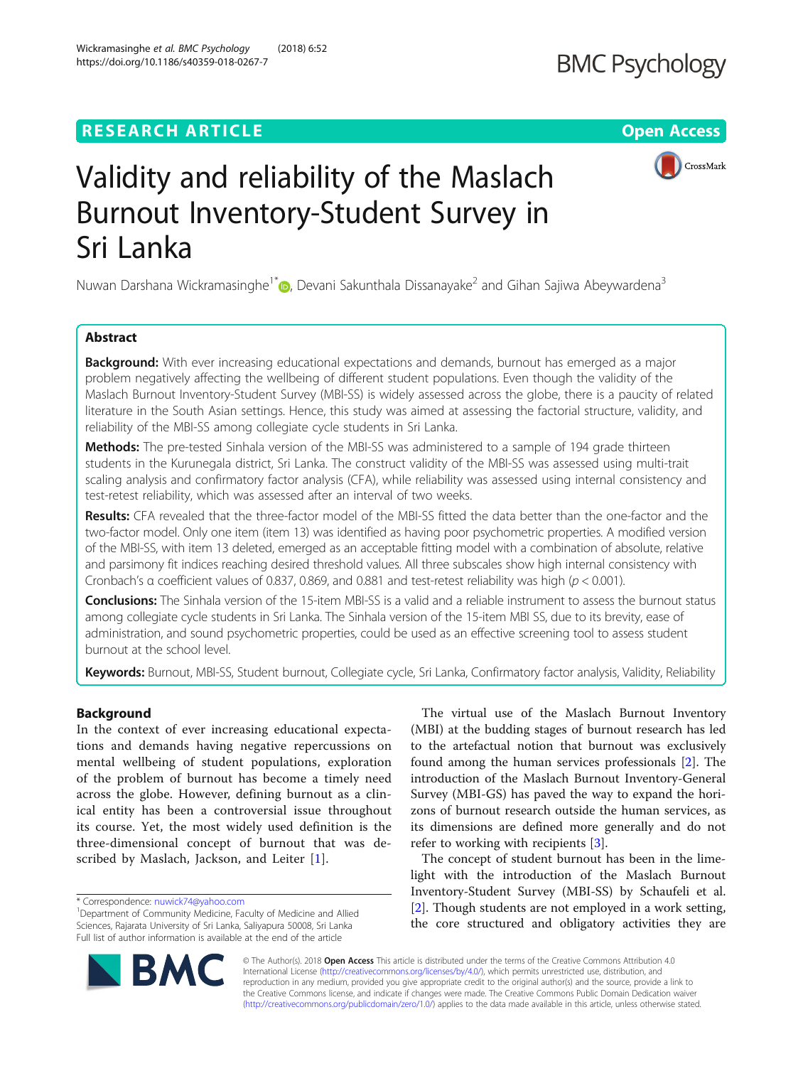RESEARCH ARTICLE

Open Access

# Validity and reliability of the Maslach Burnout Inventory-Student Survey in Sri Lanka

Nuwan Darshana Wickramasinghe[1*], Devani Sakunthala Dissanayake[2] and Gihan Sajiwa Abeywardena[3]

## Abstract

**Background:** With ever increasing educational expectations and demands, burnout has emerged as a major problem negatively affecting the wellbeing of different student populations. Even though the validity of the Maslach Burnout Inventory-Student Survey (MBI-SS) is widely assessed across the globe, there is a paucity of related literature in the South Asian settings. Hence, this study was aimed at assessing the factorial structure, validity, and reliability of the MBI-SS among collegiate cycle students in Sri Lanka.

**Methods:** The pre-tested Sinhala version of the MBI-SS was administered to a sample of 194 grade thirteen students in the Kurunegala district, Sri Lanka. The construct validity of the MBI-SS was assessed using multi-trait scaling analysis and confirmatory factor analysis (CFA), while reliability was assessed using internal consistency and test-retest reliability, which was assessed after an interval of two weeks.

**Results:** CFA revealed that the three-factor model of the MBI-SS fitted the data better than the one-factor and the two-factor model. Only one item (item 13) was identified as having poor psychometric properties. A modified version of the MBI-SS, with item 13 deleted, emerged as an acceptable fitting model with a combination of absolute, relative and parsimony fit indices reaching desired threshold values. All three subscales show high internal consistency with Cronbach's α coefficient values of 0.837, 0.869, and 0.881 and test-retest reliability was high ($p < 0.001$).

**Conclusions:** The Sinhala version of the 15-item MBI-SS is a valid and a reliable instrument to assess the burnout status among collegiate cycle students in Sri Lanka. The Sinhala version of the 15-item MBI SS, due to its brevity, ease of administration, and sound psychometric properties, could be used as an effective screening tool to assess student burnout at the school level.

**Keywords:** Burnout, MBI-SS, Student burnout, Collegiate cycle, Sri Lanka, Confirmatory factor analysis, Validity, Reliability

## Background

In the context of ever increasing educational expectations and demands having negative repercussions on mental wellbeing of student populations, exploration of the problem of burnout has become a timely need across the globe. However, defining burnout as a clinical entity has been a controversial issue throughout its course. Yet, the most widely used definition is the three-dimensional concept of burnout that was described by Maslach, Jackson, and Leiter [1].

The virtual use of the Maslach Burnout Inventory (MBI) at the budding stages of burnout research has led to the artefactual notion that burnout was exclusively found among the human services professionals [2]. The introduction of the Maslach Burnout Inventory-General Survey (MBI-GS) has paved the way to expand the horizons of burnout research outside the human services, as its dimensions are defined more generally and do not refer to working with recipients [3].

The concept of student burnout has been in the limelight with the introduction of the Maslach Burnout Inventory-Student Survey (MBI-SS) by Schaufeli et al. [2]. Though students are not employed in a work setting, the core structured and obligatory activities they are

* Correspondence: nuwick74@yahoo.com
[1]Department of Community Medicine, Faculty of Medicine and Allied Sciences, Rajarata University of Sri Lanka, Saliyapura 50008, Sri Lanka
Full list of author information is available at the end of the article

© The Author(s). 2018 **Open Access** This article is distributed under the terms of the Creative Commons Attribution 4.0 International License (http://creativecommons.org/licenses/by/4.0/), which permits unrestricted use, distribution, and reproduction in any medium, provided you give appropriate credit to the original author(s) and the source, provide a link to the Creative Commons license, and indicate if changes were made. The Creative Commons Public Domain Dedication waiver (http://creativecommons.org/publicdomain/zero/1.0/) applies to the data made available in this article, unless otherwise stated.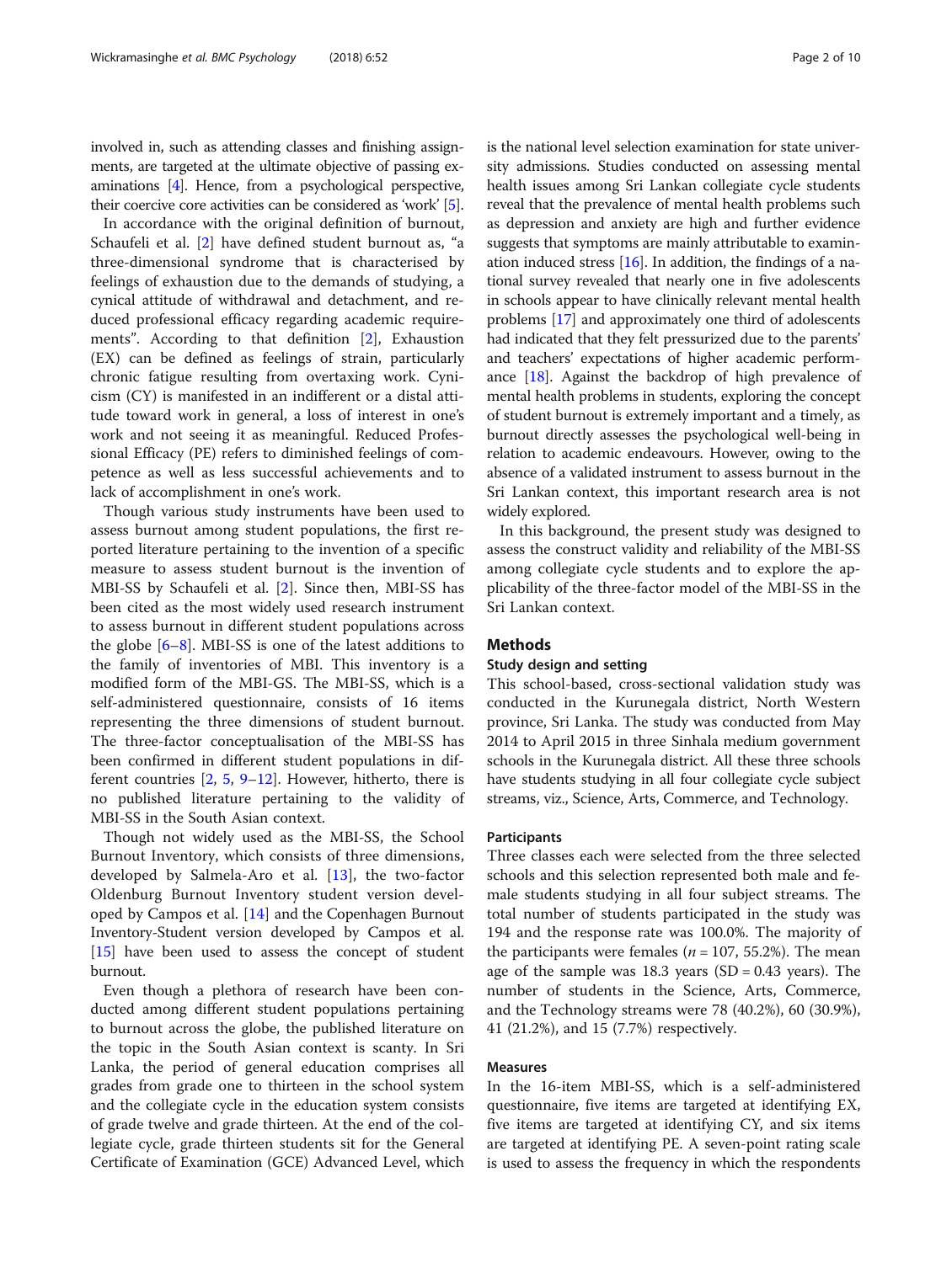involved in, such as attending classes and finishing assignments, are targeted at the ultimate objective of passing examinations [4]. Hence, from a psychological perspective, their coercive core activities can be considered as 'work' [5].

In accordance with the original definition of burnout, Schaufeli et al. [2] have defined student burnout as, "a three-dimensional syndrome that is characterised by feelings of exhaustion due to the demands of studying, a cynical attitude of withdrawal and detachment, and reduced professional efficacy regarding academic requirements". According to that definition [2], Exhaustion (EX) can be defined as feelings of strain, particularly chronic fatigue resulting from overtaxing work. Cynicism (CY) is manifested in an indifferent or a distal attitude toward work in general, a loss of interest in one's work and not seeing it as meaningful. Reduced Professional Efficacy (PE) refers to diminished feelings of competence as well as less successful achievements and to lack of accomplishment in one's work.

Though various study instruments have been used to assess burnout among student populations, the first reported literature pertaining to the invention of a specific measure to assess student burnout is the invention of MBI-SS by Schaufeli et al. [2]. Since then, MBI-SS has been cited as the most widely used research instrument to assess burnout in different student populations across the globe [6–8]. MBI-SS is one of the latest additions to the family of inventories of MBI. This inventory is a modified form of the MBI-GS. The MBI-SS, which is a self-administered questionnaire, consists of 16 items representing the three dimensions of student burnout. The three-factor conceptualisation of the MBI-SS has been confirmed in different student populations in different countries [2, 5, 9–12]. However, hitherto, there is no published literature pertaining to the validity of MBI-SS in the South Asian context.

Though not widely used as the MBI-SS, the School Burnout Inventory, which consists of three dimensions, developed by Salmela-Aro et al. [13], the two-factor Oldenburg Burnout Inventory student version developed by Campos et al. [14] and the Copenhagen Burnout Inventory-Student version developed by Campos et al. [15] have been used to assess the concept of student burnout.

Even though a plethora of research have been conducted among different student populations pertaining to burnout across the globe, the published literature on the topic in the South Asian context is scanty. In Sri Lanka, the period of general education comprises all grades from grade one to thirteen in the school system and the collegiate cycle in the education system consists of grade twelve and grade thirteen. At the end of the collegiate cycle, grade thirteen students sit for the General Certificate of Examination (GCE) Advanced Level, which is the national level selection examination for state university admissions. Studies conducted on assessing mental health issues among Sri Lankan collegiate cycle students reveal that the prevalence of mental health problems such as depression and anxiety are high and further evidence suggests that symptoms are mainly attributable to examination induced stress [16]. In addition, the findings of a national survey revealed that nearly one in five adolescents in schools appear to have clinically relevant mental health problems [17] and approximately one third of adolescents had indicated that they felt pressurized due to the parents' and teachers' expectations of higher academic performance [18]. Against the backdrop of high prevalence of mental health problems in students, exploring the concept of student burnout is extremely important and a timely, as burnout directly assesses the psychological well-being in relation to academic endeavours. However, owing to the absence of a validated instrument to assess burnout in the Sri Lankan context, this important research area is not widely explored.

In this background, the present study was designed to assess the construct validity and reliability of the MBI-SS among collegiate cycle students and to explore the applicability of the three-factor model of the MBI-SS in the Sri Lankan context.

## Methods

### Study design and setting

This school-based, cross-sectional validation study was conducted in the Kurunegala district, North Western province, Sri Lanka. The study was conducted from May 2014 to April 2015 in three Sinhala medium government schools in the Kurunegala district. All these three schools have students studying in all four collegiate cycle subject streams, viz., Science, Arts, Commerce, and Technology.

### Participants

Three classes each were selected from the three selected schools and this selection represented both male and female students studying in all four subject streams. The total number of students participated in the study was 194 and the response rate was 100.0%. The majority of the participants were females ($n = 107$, 55.2%). The mean age of the sample was 18.3 years (SD = 0.43 years). The number of students in the Science, Arts, Commerce, and the Technology streams were 78 (40.2%), 60 (30.9%), 41 (21.2%), and 15 (7.7%) respectively.

### Measures

In the 16-item MBI-SS, which is a self-administered questionnaire, five items are targeted at identifying EX, five items are targeted at identifying CY, and six items are targeted at identifying PE. A seven-point rating scale is used to assess the frequency in which the respondents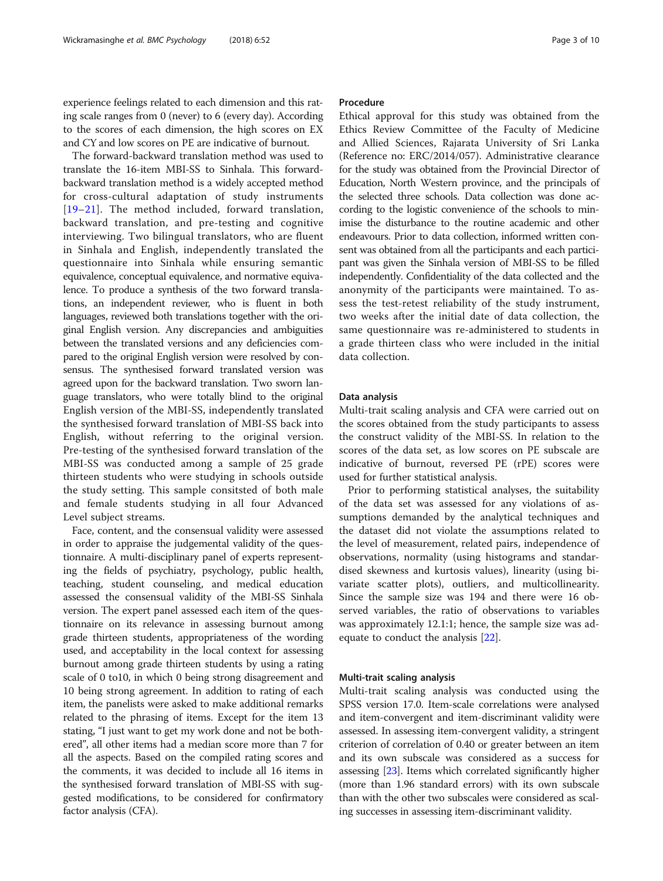experience feelings related to each dimension and this rating scale ranges from 0 (never) to 6 (every day). According to the scores of each dimension, the high scores on EX and CY and low scores on PE are indicative of burnout.

The forward-backward translation method was used to translate the 16-item MBI-SS to Sinhala. This forward-backward translation method is a widely accepted method for cross-cultural adaptation of study instruments [19–21]. The method included, forward translation, backward translation, and pre-testing and cognitive interviewing. Two bilingual translators, who are fluent in Sinhala and English, independently translated the questionnaire into Sinhala while ensuring semantic equivalence, conceptual equivalence, and normative equivalence. To produce a synthesis of the two forward translations, an independent reviewer, who is fluent in both languages, reviewed both translations together with the original English version. Any discrepancies and ambiguities between the translated versions and any deficiencies compared to the original English version were resolved by consensus. The synthesised forward translated version was agreed upon for the backward translation. Two sworn language translators, who were totally blind to the original English version of the MBI-SS, independently translated the synthesised forward translation of MBI-SS back into English, without referring to the original version. Pre-testing of the synthesised forward translation of the MBI-SS was conducted among a sample of 25 grade thirteen students who were studying in schools outside the study setting. This sample consitsted of both male and female students studying in all four Advanced Level subject streams.

Face, content, and the consensual validity were assessed in order to appraise the judgemental validity of the questionnaire. A multi-disciplinary panel of experts representing the fields of psychiatry, psychology, public health, teaching, student counseling, and medical education assessed the consensual validity of the MBI-SS Sinhala version. The expert panel assessed each item of the questionnaire on its relevance in assessing burnout among grade thirteen students, appropriateness of the wording used, and acceptability in the local context for assessing burnout among grade thirteen students by using a rating scale of 0 to10, in which 0 being strong disagreement and 10 being strong agreement. In addition to rating of each item, the panelists were asked to make additional remarks related to the phrasing of items. Except for the item 13 stating, "I just want to get my work done and not be bothered", all other items had a median score more than 7 for all the aspects. Based on the compiled rating scores and the comments, it was decided to include all 16 items in the synthesised forward translation of MBI-SS with suggested modifications, to be considered for confirmatory factor analysis (CFA).

## Procedure

Ethical approval for this study was obtained from the Ethics Review Committee of the Faculty of Medicine and Allied Sciences, Rajarata University of Sri Lanka (Reference no: ERC/2014/057). Administrative clearance for the study was obtained from the Provincial Director of Education, North Western province, and the principals of the selected three schools. Data collection was done according to the logistic convenience of the schools to minimise the disturbance to the routine academic and other endeavours. Prior to data collection, informed written consent was obtained from all the participants and each participant was given the Sinhala version of MBI-SS to be filled independently. Confidentiality of the data collected and the anonymity of the participants were maintained. To assess the test-retest reliability of the study instrument, two weeks after the initial date of data collection, the same questionnaire was re-administered to students in a grade thirteen class who were included in the initial data collection.

## Data analysis

Multi-trait scaling analysis and CFA were carried out on the scores obtained from the study participants to assess the construct validity of the MBI-SS. In relation to the scores of the data set, as low scores on PE subscale are indicative of burnout, reversed PE (rPE) scores were used for further statistical analysis.

Prior to performing statistical analyses, the suitability of the data set was assessed for any violations of assumptions demanded by the analytical techniques and the dataset did not violate the assumptions related to the level of measurement, related pairs, independence of observations, normality (using histograms and standardised skewness and kurtosis values), linearity (using bivariate scatter plots), outliers, and multicollinearity. Since the sample size was 194 and there were 16 observed variables, the ratio of observations to variables was approximately 12.1:1; hence, the sample was adequate to conduct the analysis [22].

## Multi-trait scaling analysis

Multi-trait scaling analysis was conducted using the SPSS version 17.0. Item-scale correlations were analysed and item-convergent and item-discriminant validity were assessed. In assessing item-convergent validity, a stringent criterion of correlation of 0.40 or greater between an item and its own subscale was considered as a success for assessing [23]. Items which correlated significantly higher (more than 1.96 standard errors) with its own subscale than with the other two subscales were considered as scaling successes in assessing item-discriminant validity.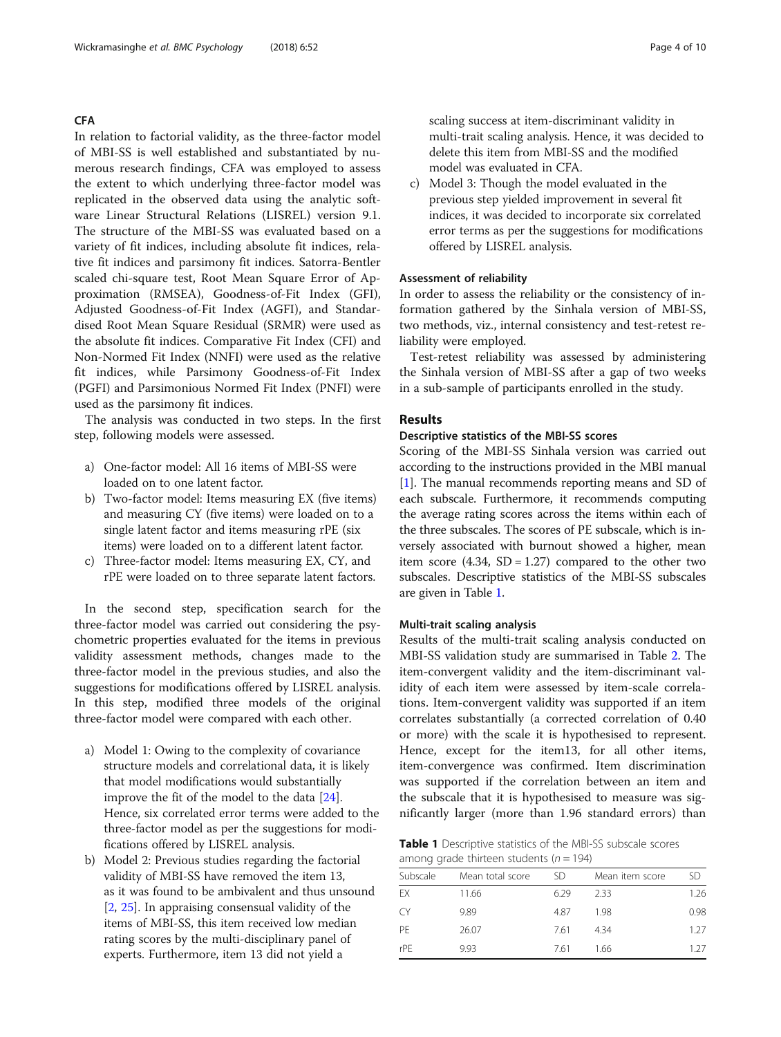### CFA

In relation to factorial validity, as the three-factor model of MBI-SS is well established and substantiated by numerous research findings, CFA was employed to assess the extent to which underlying three-factor model was replicated in the observed data using the analytic software Linear Structural Relations (LISREL) version 9.1. The structure of the MBI-SS was evaluated based on a variety of fit indices, including absolute fit indices, relative fit indices and parsimony fit indices. Satorra-Bentler scaled chi-square test, Root Mean Square Error of Approximation (RMSEA), Goodness-of-Fit Index (GFI), Adjusted Goodness-of-Fit Index (AGFI), and Standardised Root Mean Square Residual (SRMR) were used as the absolute fit indices. Comparative Fit Index (CFI) and Non-Normed Fit Index (NNFI) were used as the relative fit indices, while Parsimony Goodness-of-Fit Index (PGFI) and Parsimonious Normed Fit Index (PNFI) were used as the parsimony fit indices.

The analysis was conducted in two steps. In the first step, following models were assessed.

a) One-factor model: All 16 items of MBI-SS were loaded on to one latent factor.
b) Two-factor model: Items measuring EX (five items) and measuring CY (five items) were loaded on to a single latent factor and items measuring rPE (six items) were loaded on to a different latent factor.
c) Three-factor model: Items measuring EX, CY, and rPE were loaded on to three separate latent factors.

In the second step, specification search for the three-factor model was carried out considering the psychometric properties evaluated for the items in previous validity assessment methods, changes made to the three-factor model in the previous studies, and also the suggestions for modifications offered by LISREL analysis. In this step, modified three models of the original three-factor model were compared with each other.

a) Model 1: Owing to the complexity of covariance structure models and correlational data, it is likely that model modifications would substantially improve the fit of the model to the data [24]. Hence, six correlated error terms were added to the three-factor model as per the suggestions for modifications offered by LISREL analysis.
b) Model 2: Previous studies regarding the factorial validity of MBI-SS have removed the item 13, as it was found to be ambivalent and thus unsound [2, 25]. In appraising consensual validity of the items of MBI-SS, this item received low median rating scores by the multi-disciplinary panel of experts. Furthermore, item 13 did not yield a scaling success at item-discriminant validity in multi-trait scaling analysis. Hence, it was decided to delete this item from MBI-SS and the modified model was evaluated in CFA.
c) Model 3: Though the model evaluated in the previous step yielded improvement in several fit indices, it was decided to incorporate six correlated error terms as per the suggestions for modifications offered by LISREL analysis.

### Assessment of reliability

In order to assess the reliability or the consistency of information gathered by the Sinhala version of MBI-SS, two methods, viz., internal consistency and test-retest reliability were employed.

Test-retest reliability was assessed by administering the Sinhala version of MBI-SS after a gap of two weeks in a sub-sample of participants enrolled in the study.

## Results

### Descriptive statistics of the MBI-SS scores

Scoring of the MBI-SS Sinhala version was carried out according to the instructions provided in the MBI manual [1]. The manual recommends reporting means and SD of each subscale. Furthermore, it recommends computing the average rating scores across the items within each of the three subscales. The scores of PE subscale, which is inversely associated with burnout showed a higher, mean item score (4.34, SD = 1.27) compared to the other two subscales. Descriptive statistics of the MBI-SS subscales are given in Table 1.

### Multi-trait scaling analysis

Results of the multi-trait scaling analysis conducted on MBI-SS validation study are summarised in Table 2. The item-convergent validity and the item-discriminant validity of each item were assessed by item-scale correlations. Item-convergent validity was supported if an item correlates substantially (a corrected correlation of 0.40 or more) with the scale it is hypothesised to represent. Hence, except for the item13, for all other items, item-convergence was confirmed. Item discrimination was supported if the correlation between an item and the subscale that it is hypothesised to measure was significantly larger (more than 1.96 standard errors) than

**Table 1** Descriptive statistics of the MBI-SS subscale scores among grade thirteen students ($n = 194$)

| Subscale | Mean total score | SD | Mean item score | SD |
|---|---|---|---|---|
| EX | 11.66 | 6.29 | 2.33 | 1.26 |
| CY | 9.89 | 4.87 | 1.98 | 0.98 |
| PE | 26.07 | 7.61 | 4.34 | 1.27 |
| rPE | 9.93 | 7.61 | 1.66 | 1.27 |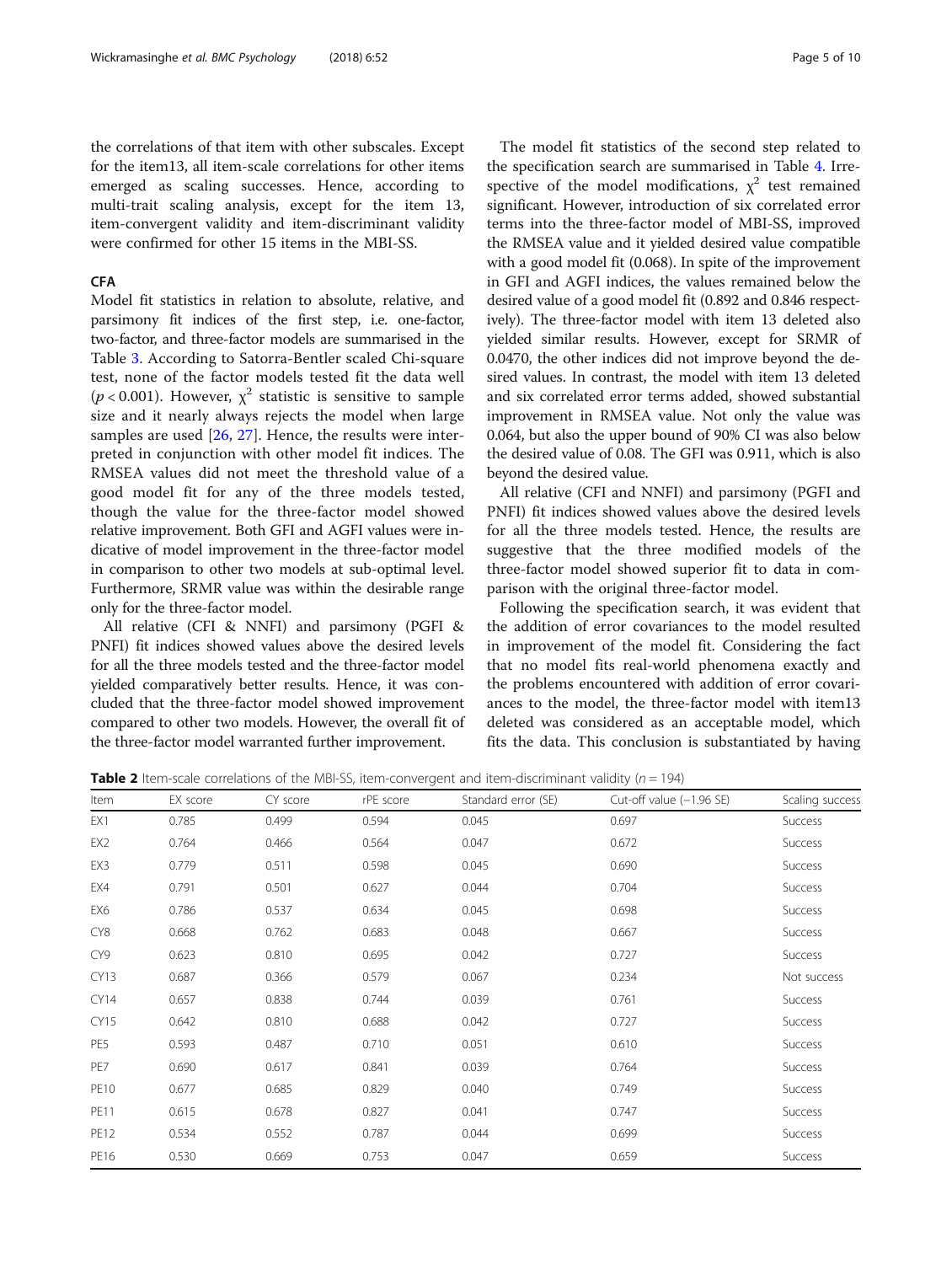the correlations of that item with other subscales. Except for the item13, all item-scale correlations for other items emerged as scaling successes. Hence, according to multi-trait scaling analysis, except for the item 13, item-convergent validity and item-discriminant validity were confirmed for other 15 items in the MBI-SS.

## CFA

Model fit statistics in relation to absolute, relative, and parsimony fit indices of the first step, i.e. one-factor, two-factor, and three-factor models are summarised in the Table 3. According to Satorra-Bentler scaled Chi-square test, none of the factor models tested fit the data well ($p < 0.001$). However, $\chi^2$ statistic is sensitive to sample size and it nearly always rejects the model when large samples are used [26, 27]. Hence, the results were interpreted in conjunction with other model fit indices. The RMSEA values did not meet the threshold value of a good model fit for any of the three models tested, though the value for the three-factor model showed relative improvement. Both GFI and AGFI values were indicative of model improvement in the three-factor model in comparison to other two models at sub-optimal level. Furthermore, SRMR value was within the desirable range only for the three-factor model.

All relative (CFI & NNFI) and parsimony (PGFI & PNFI) fit indices showed values above the desired levels for all the three models tested and the three-factor model yielded comparatively better results. Hence, it was concluded that the three-factor model showed improvement compared to other two models. However, the overall fit of the three-factor model warranted further improvement.

The model fit statistics of the second step related to the specification search are summarised in Table 4. Irrespective of the model modifications, $\chi^2$ test remained significant. However, introduction of six correlated error terms into the three-factor model of MBI-SS, improved the RMSEA value and it yielded desired value compatible with a good model fit (0.068). In spite of the improvement in GFI and AGFI indices, the values remained below the desired value of a good model fit (0.892 and 0.846 respectively). The three-factor model with item 13 deleted also yielded similar results. However, except for SRMR of 0.0470, the other indices did not improve beyond the desired values. In contrast, the model with item 13 deleted and six correlated error terms added, showed substantial improvement in RMSEA value. Not only the value was 0.064, but also the upper bound of 90% CI was also below the desired value of 0.08. The GFI was 0.911, which is also beyond the desired value.

All relative (CFI and NNFI) and parsimony (PGFI and PNFI) fit indices showed values above the desired levels for all the three models tested. Hence, the results are suggestive that the three modified models of the three-factor model showed superior fit to data in comparison with the original three-factor model.

Following the specification search, it was evident that the addition of error covariances to the model resulted in improvement of the model fit. Considering the fact that no model fits real-world phenomena exactly and the problems encountered with addition of error covariances to the model, the three-factor model with item13 deleted was considered as an acceptable model, which fits the data. This conclusion is substantiated by having

**Table 2** Item-scale correlations of the MBI-SS, item-convergent and item-discriminant validity ($n = 194$)

| Item | EX score | CY score | rPE score | Standard error (SE) | Cut-off value (−1.96 SE) | Scaling success |
|---|---|---|---|---|---|---|
| EX1 | 0.785 | 0.499 | 0.594 | 0.045 | 0.697 | Success |
| EX2 | 0.764 | 0.466 | 0.564 | 0.047 | 0.672 | Success |
| EX3 | 0.779 | 0.511 | 0.598 | 0.045 | 0.690 | Success |
| EX4 | 0.791 | 0.501 | 0.627 | 0.044 | 0.704 | Success |
| EX6 | 0.786 | 0.537 | 0.634 | 0.045 | 0.698 | Success |
| CY8 | 0.668 | 0.762 | 0.683 | 0.048 | 0.667 | Success |
| CY9 | 0.623 | 0.810 | 0.695 | 0.042 | 0.727 | Success |
| CY13 | 0.687 | 0.366 | 0.579 | 0.067 | 0.234 | Not success |
| CY14 | 0.657 | 0.838 | 0.744 | 0.039 | 0.761 | Success |
| CY15 | 0.642 | 0.810 | 0.688 | 0.042 | 0.727 | Success |
| PE5 | 0.593 | 0.487 | 0.710 | 0.051 | 0.610 | Success |
| PE7 | 0.690 | 0.617 | 0.841 | 0.039 | 0.764 | Success |
| PE10 | 0.677 | 0.685 | 0.829 | 0.040 | 0.749 | Success |
| PE11 | 0.615 | 0.678 | 0.827 | 0.041 | 0.747 | Success |
| PE12 | 0.534 | 0.552 | 0.787 | 0.044 | 0.699 | Success |
| PE16 | 0.530 | 0.669 | 0.753 | 0.047 | 0.659 | Success |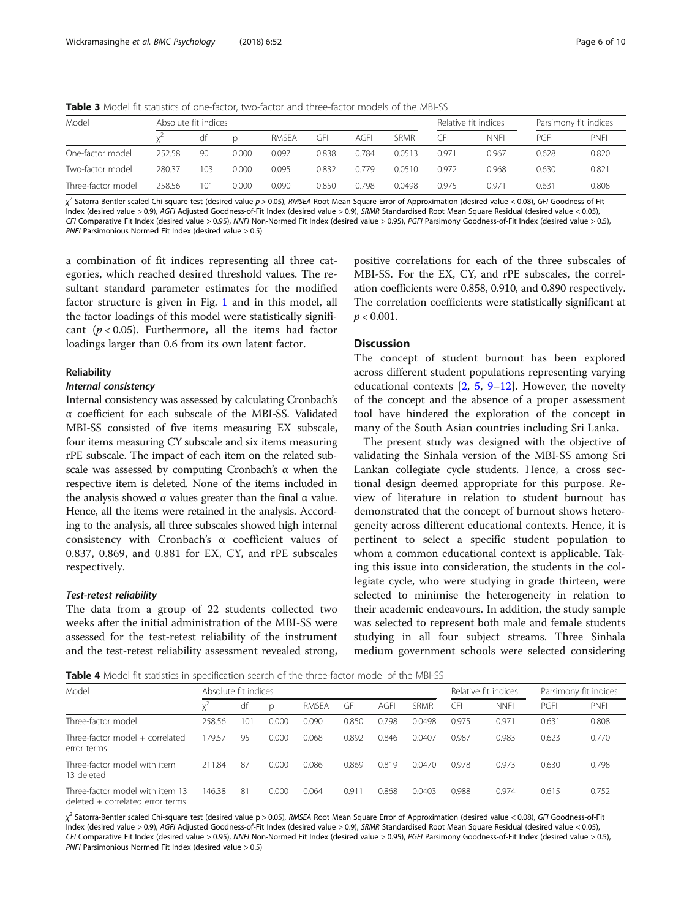**Table 3** Model fit statistics of one-factor, two-factor and three-factor models of the MBI-SS

| Model | Absolute fit indices | | | | | | | Relative fit indices | | Parsimony fit indices | |
|---|---|---|---|---|---|---|---|---|---|---|---|
| | $\chi^2$ | df | p | RMSEA | GFI | AGFI | SRMR | CFI | NNFI | PGFI | PNFI |
| One-factor model | 252.58 | 90 | 0.000 | 0.097 | 0.838 | 0.784 | 0.0513 | 0.971 | 0.967 | 0.628 | 0.820 |
| Two-factor model | 280.37 | 103 | 0.000 | 0.095 | 0.832 | 0.779 | 0.0510 | 0.972 | 0.968 | 0.630 | 0.821 |
| Three-factor model | 258.56 | 101 | 0.000 | 0.090 | 0.850 | 0.798 | 0.0498 | 0.975 | 0.971 | 0.631 | 0.808 |

$\chi^2$ Satorra-Bentler scaled Chi-square test (desired value $p > 0.05$), *RMSEA* Root Mean Square Error of Approximation (desired value < 0.08), *GFI* Goodness-of-Fit Index (desired value > 0.9), *AGFI* Adjusted Goodness-of-Fit Index (desired value > 0.9), *SRMR* Standardised Root Mean Square Residual (desired value < 0.05), *CFI* Comparative Fit Index (desired value > 0.95), *NNFI* Non-Normed Fit Index (desired value > 0.95), *PGFI* Parsimony Goodness-of-Fit Index (desired value > 0.5), *PNFI* Parsimonious Normed Fit Index (desired value > 0.5)

a combination of fit indices representing all three categories, which reached desired threshold values. The resultant standard parameter estimates for the modified factor structure is given in Fig. 1 and in this model, all the factor loadings of this model were statistically significant ($p < 0.05$). Furthermore, all the items had factor loadings larger than 0.6 from its own latent factor.

### Reliability

#### *Internal consistency*

Internal consistency was assessed by calculating Cronbach's α coefficient for each subscale of the MBI-SS. Validated MBI-SS consisted of five items measuring EX subscale, four items measuring CY subscale and six items measuring rPE subscale. The impact of each item on the related subscale was assessed by computing Cronbach's α when the respective item is deleted. None of the items included in the analysis showed α values greater than the final α value. Hence, all the items were retained in the analysis. According to the analysis, all three subscales showed high internal consistency with Cronbach's α coefficient values of 0.837, 0.869, and 0.881 for EX, CY, and rPE subscales respectively.

#### *Test-retest reliability*

The data from a group of 22 students collected two weeks after the initial administration of the MBI-SS were assessed for the test-retest reliability of the instrument and the test-retest reliability assessment revealed strong, positive correlations for each of the three subscales of MBI-SS. For the EX, CY, and rPE subscales, the correlation coefficients were 0.858, 0.910, and 0.890 respectively. The correlation coefficients were statistically significant at $p < 0.001$.

## Discussion

The concept of student burnout has been explored across different student populations representing varying educational contexts [2, 5, 9–12]. However, the novelty of the concept and the absence of a proper assessment tool have hindered the exploration of the concept in many of the South Asian countries including Sri Lanka.

The present study was designed with the objective of validating the Sinhala version of the MBI-SS among Sri Lankan collegiate cycle students. Hence, a cross sectional design deemed appropriate for this purpose. Review of literature in relation to student burnout has demonstrated that the concept of burnout shows heterogeneity across different educational contexts. Hence, it is pertinent to select a specific student population to whom a common educational context is applicable. Taking this issue into consideration, the students in the collegiate cycle, who were studying in grade thirteen, were selected to minimise the heterogeneity in relation to their academic endeavours. In addition, the study sample was selected to represent both male and female students studying in all four subject streams. Three Sinhala medium government schools were selected considering

**Table 4** Model fit statistics in specification search of the three-factor model of the MBI-SS

| Model | Absolute fit indices | | | | | | | Relative fit indices | | Parsimony fit indices | |
|---|---|---|---|---|---|---|---|---|---|---|---|
| | $\chi^2$ | df | p | RMSEA | GFI | AGFI | SRMR | CFI | NNFI | PGFI | PNFI |
| Three-factor model | 258.56 | 101 | 0.000 | 0.090 | 0.850 | 0.798 | 0.0498 | 0.975 | 0.971 | 0.631 | 0.808 |
| Three-factor model + correlated error terms | 179.57 | 95 | 0.000 | 0.068 | 0.892 | 0.846 | 0.0407 | 0.987 | 0.983 | 0.623 | 0.770 |
| Three-factor model with item 13 deleted | 211.84 | 87 | 0.000 | 0.086 | 0.869 | 0.819 | 0.0470 | 0.978 | 0.973 | 0.630 | 0.798 |
| Three-factor model with item 13 deleted + correlated error terms | 146.38 | 81 | 0.000 | 0.064 | 0.911 | 0.868 | 0.0403 | 0.988 | 0.974 | 0.615 | 0.752 |

$\chi^2$ Satorra-Bentler scaled Chi-square test (desired value p > 0.05), *RMSEA* Root Mean Square Error of Approximation (desired value < 0.08), *GFI* Goodness-of-Fit Index (desired value > 0.9), *AGFI* Adjusted Goodness-of-Fit Index (desired value > 0.9), *SRMR* Standardised Root Mean Square Residual (desired value < 0.05), *CFI* Comparative Fit Index (desired value > 0.95), *NNFI* Non-Normed Fit Index (desired value > 0.95), *PGFI* Parsimony Goodness-of-Fit Index (desired value > 0.5), *PNFI* Parsimonious Normed Fit Index (desired value > 0.5)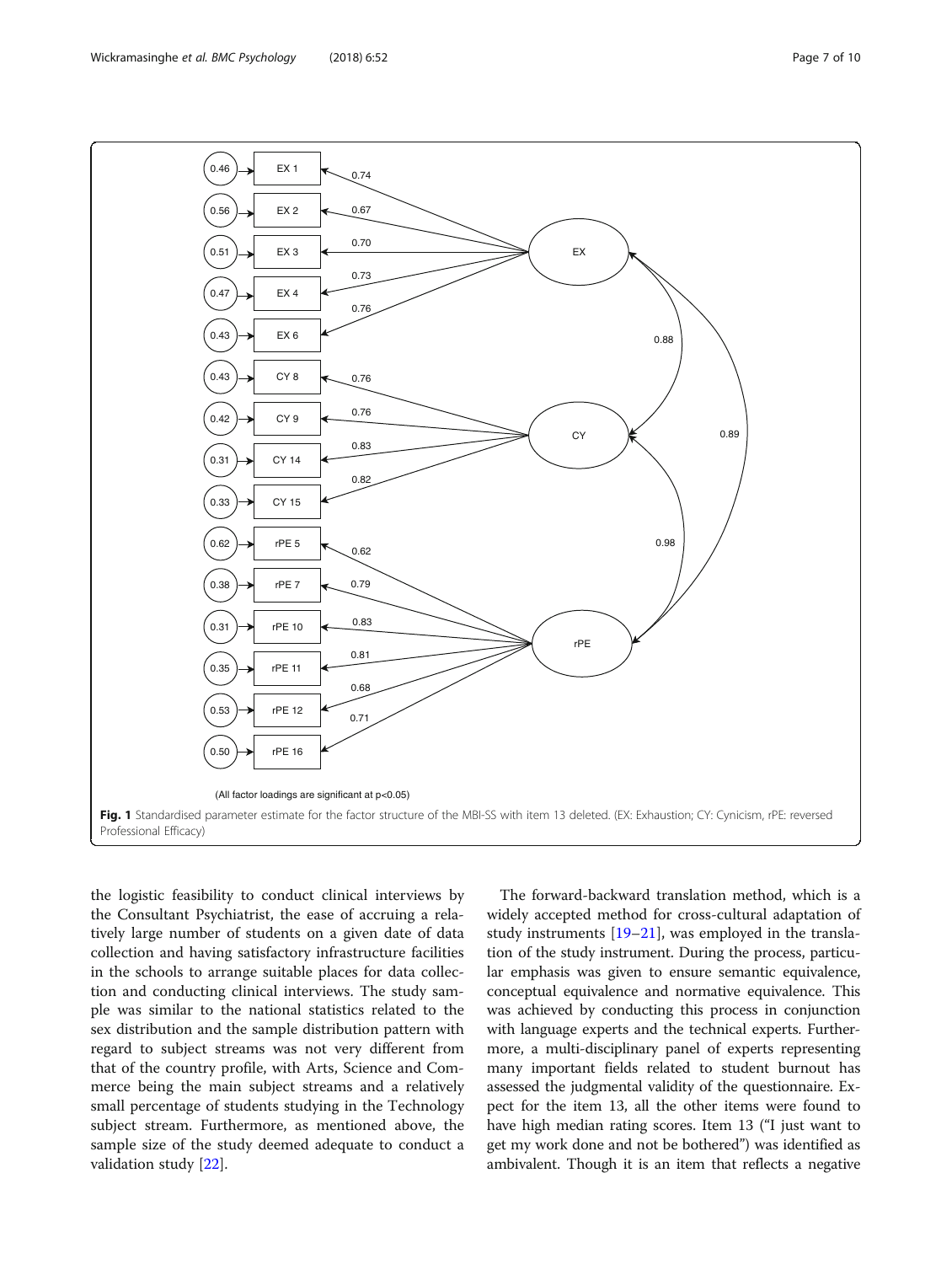(All factor loadings are significant at p<0.05)

**Fig. 1** Standardised parameter estimate for the factor structure of the MBI-SS with item 13 deleted. (EX: Exhaustion; CY: Cynicism, rPE: reversed Professional Efficacy)

the logistic feasibility to conduct clinical interviews by the Consultant Psychiatrist, the ease of accruing a relatively large number of students on a given date of data collection and having satisfactory infrastructure facilities in the schools to arrange suitable places for data collection and conducting clinical interviews. The study sample was similar to the national statistics related to the sex distribution and the sample distribution pattern with regard to subject streams was not very different from that of the country profile, with Arts, Science and Commerce being the main subject streams and a relatively small percentage of students studying in the Technology subject stream. Furthermore, as mentioned above, the sample size of the study deemed adequate to conduct a validation study [22].

The forward-backward translation method, which is a widely accepted method for cross-cultural adaptation of study instruments [19–21], was employed in the translation of the study instrument. During the process, particular emphasis was given to ensure semantic equivalence, conceptual equivalence and normative equivalence. This was achieved by conducting this process in conjunction with language experts and the technical experts. Furthermore, a multi-disciplinary panel of experts representing many important fields related to student burnout has assessed the judgmental validity of the questionnaire. Expect for the item 13, all the other items were found to have high median rating scores. Item 13 ("I just want to get my work done and not be bothered") was identified as ambivalent. Though it is an item that reflects a negative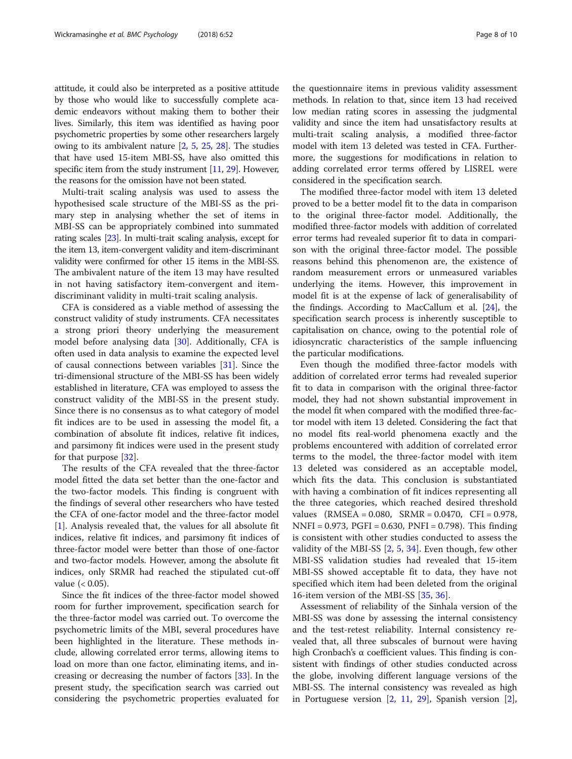attitude, it could also be interpreted as a positive attitude by those who would like to successfully complete academic endeavors without making them to bother their lives. Similarly, this item was identified as having poor psychometric properties by some other researchers largely owing to its ambivalent nature [2, 5, 25, 28]. The studies that have used 15-item MBI-SS, have also omitted this specific item from the study instrument [11, 29]. However, the reasons for the omission have not been stated.

Multi-trait scaling analysis was used to assess the hypothesised scale structure of the MBI-SS as the primary step in analysing whether the set of items in MBI-SS can be appropriately combined into summated rating scales [23]. In multi-trait scaling analysis, except for the item 13, item-convergent validity and item-discriminant validity were confirmed for other 15 items in the MBI-SS. The ambivalent nature of the item 13 may have resulted in not having satisfactory item-convergent and item-discriminant validity in multi-trait scaling analysis.

CFA is considered as a viable method of assessing the construct validity of study instruments. CFA necessitates a strong priori theory underlying the measurement model before analysing data [30]. Additionally, CFA is often used in data analysis to examine the expected level of causal connections between variables [31]. Since the tri-dimensional structure of the MBI-SS has been widely established in literature, CFA was employed to assess the construct validity of the MBI-SS in the present study. Since there is no consensus as to what category of model fit indices are to be used in assessing the model fit, a combination of absolute fit indices, relative fit indices, and parsimony fit indices were used in the present study for that purpose [32].

The results of the CFA revealed that the three-factor model fitted the data set better than the one-factor and the two-factor models. This finding is congruent with the findings of several other researchers who have tested the CFA of one-factor model and the three-factor model [1]. Analysis revealed that, the values for all absolute fit indices, relative fit indices, and parsimony fit indices of three-factor model were better than those of one-factor and two-factor models. However, among the absolute fit indices, only SRMR had reached the stipulated cut-off value ($< 0.05$).

Since the fit indices of the three-factor model showed room for further improvement, specification search for the three-factor model was carried out. To overcome the psychometric limits of the MBI, several procedures have been highlighted in the literature. These methods include, allowing correlated error terms, allowing items to load on more than one factor, eliminating items, and increasing or decreasing the number of factors [33]. In the present study, the specification search was carried out considering the psychometric properties evaluated for the questionnaire items in previous validity assessment methods. In relation to that, since item 13 had received low median rating scores in assessing the judgmental validity and since the item had unsatisfactory results at multi-trait scaling analysis, a modified three-factor model with item 13 deleted was tested in CFA. Furthermore, the suggestions for modifications in relation to adding correlated error terms offered by LISREL were considered in the specification search.

The modified three-factor model with item 13 deleted proved to be a better model fit to the data in comparison to the original three-factor model. Additionally, the modified three-factor models with addition of correlated error terms had revealed superior fit to data in comparison with the original three-factor model. The possible reasons behind this phenomenon are, the existence of random measurement errors or unmeasured variables underlying the items. However, this improvement in model fit is at the expense of lack of generalisability of the findings. According to MacCallum et al. [24], the specification search process is inherently susceptible to capitalisation on chance, owing to the potential role of idiosyncratic characteristics of the sample influencing the particular modifications.

Even though the modified three-factor models with addition of correlated error terms had revealed superior fit to data in comparison with the original three-factor model, they had not shown substantial improvement in the model fit when compared with the modified three-factor model with item 13 deleted. Considering the fact that no model fits real-world phenomena exactly and the problems encountered with addition of correlated error terms to the model, the three-factor model with item 13 deleted was considered as an acceptable model, which fits the data. This conclusion is substantiated with having a combination of fit indices representing all the three categories, which reached desired threshold values (RMSEA = 0.080, SRMR = 0.0470, CFI = 0.978, NNFI = 0.973, PGFI = 0.630, PNFI = 0.798). This finding is consistent with other studies conducted to assess the validity of the MBI-SS [2, 5, 34]. Even though, few other MBI-SS validation studies had revealed that 15-item MBI-SS showed acceptable fit to data, they have not specified which item had been deleted from the original 16-item version of the MBI-SS [35, 36].

Assessment of reliability of the Sinhala version of the MBI-SS was done by assessing the internal consistency and the test-retest reliability. Internal consistency revealed that, all three subscales of burnout were having high Cronbach's α coefficient values. This finding is consistent with findings of other studies conducted across the globe, involving different language versions of the MBI-SS. The internal consistency was revealed as high in Portuguese version [2, 11, 29], Spanish version [2],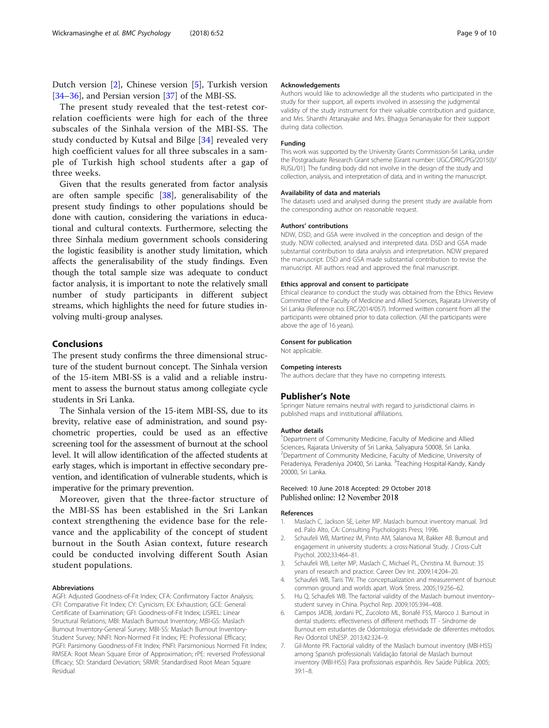Dutch version [2], Chinese version [5], Turkish version [34–36], and Persian version [37] of the MBI-SS.

The present study revealed that the test-retest correlation coefficients were high for each of the three subscales of the Sinhala version of the MBI-SS. The study conducted by Kutsal and Bilge [34] revealed very high coefficient values for all three subscales in a sample of Turkish high school students after a gap of three weeks.

Given that the results generated from factor analysis are often sample specific [38], generalisability of the present study findings to other populations should be done with caution, considering the variations in educational and cultural contexts. Furthermore, selecting the three Sinhala medium government schools considering the logistic feasibility is another study limitation, which affects the generalisability of the study findings. Even though the total sample size was adequate to conduct factor analysis, it is important to note the relatively small number of study participants in different subject streams, which highlights the need for future studies involving multi-group analyses.

## Conclusions

The present study confirms the three dimensional structure of the student burnout concept. The Sinhala version of the 15-item MBI-SS is a valid and a reliable instrument to assess the burnout status among collegiate cycle students in Sri Lanka.

The Sinhala version of the 15-item MBI-SS, due to its brevity, relative ease of administration, and sound psychometric properties, could be used as an effective screening tool for the assessment of burnout at the school level. It will allow identification of the affected students at early stages, which is important in effective secondary prevention, and identification of vulnerable students, which is imperative for the primary prevention.

Moreover, given that the three-factor structure of the MBI-SS has been established in the Sri Lankan context strengthening the evidence base for the relevance and the applicability of the concept of student burnout in the South Asian context, future research could be conducted involving different South Asian student populations.

#### Abbreviations

AGFI: Adjusted Goodness-of-Fit Index; CFA: Confirmatory Factor Analysis; CFI: Comparative Fit Index; CY: Cynicism; EX: Exhaustion; GCE: General Certificate of Examination; GFI: Goodness-of-Fit Index; LISREL: Linear Structural Relations; MBI: Maslach Burnout Inventory; MBI-GS: Maslach Burnout Inventory-General Survey; MBI-SS: Maslach Burnout Inventory-Student Survey; NNFI: Non-Normed Fit Index; PE: Professional Efficacy; PGFI: Parsimony Goodness-of-Fit Index; PNFI: Parsimonious Normed Fit Index; RMSEA: Root Mean Square Error of Approximation; rPE: reversed Professional Efficacy; SD: Standard Deviation; SRMR: Standardised Root Mean Square Residual

#### Acknowledgements

Authors would like to acknowledge all the students who participated in the study for their support, all experts involved in assessing the judgmental validity of the study instrument for their valuable contribution and guidance, and Mrs. Shanthi Attanayake and Mrs. Bhagya Senanayake for their support during data collection.

#### Funding

This work was supported by the University Grants Commission-Sri Lanka, under the Postgraduate Research Grant scheme [Grant number: UGC/DRIC/PG/2015(I)/RUSL/01]. The funding body did not involve in the design of the study and collection, analysis, and interpretation of data, and in writing the manuscript.

#### Availability of data and materials

The datasets used and analysed during the present study are available from the corresponding author on reasonable request.

#### Authors' contributions

NDW, DSD, and GSA were involved in the conception and design of the study. NDW collected, analysed and interpreted data. DSD and GSA made substantial contribution to data analysis and interpretation. NDW prepared the manuscript. DSD and GSA made substantial contribution to revise the manuscript. All authors read and approved the final manuscript.

#### Ethics approval and consent to participate

Ethical clearance to conduct the study was obtained from the Ethics Review Committee of the Faculty of Medicine and Allied Sciences, Rajarata University of Sri Lanka (Reference no: ERC/2014/057). Informed written consent from all the participants were obtained prior to data collection. (All the participants were above the age of 16 years).

#### Consent for publication

Not applicable.

#### Competing interests

The authors declare that they have no competing interests.

## Publisher's Note

Springer Nature remains neutral with regard to jurisdictional claims in published maps and institutional affiliations.

#### Author details

[1]Department of Community Medicine, Faculty of Medicine and Allied Sciences, Rajarata University of Sri Lanka, Saliyapura 50008, Sri Lanka. [2]Department of Community Medicine, Faculty of Medicine, University of Peradeniya, Peradeniya 20400, Sri Lanka. [3]Teaching Hospital-Kandy, Kandy 20000, Sri Lanka.

Received: 10 June 2018 Accepted: 29 October 2018
Published online: 12 November 2018

#### References

1. Maslach C, Jackson SE, Leiter MP. Maslach burnout inventory manual. 3rd ed. Palo Alto, CA: Consulting Psychologists Press; 1996.
2. Schaufeli WB, Martinez IM, Pinto AM, Salanova M, Bakker AB. Burnout and engagement in university students: a cross-National Study. J Cross-Cult Psychol. 2002;33:464–81.
3. Schaufeli WB, Leiter MP, Maslach C, Michael PL, Christina M. Burnout: 35 years of research and practice. Career Dev Int. 2009;14:204–20.
4. Schaufeli WB, Taris TW. The conceptualization and measurement of burnout: common ground and worlds apart. Work Stress. 2005;19:256–62.
5. Hu Q, Schaufeli WB. The factorial validity of the Maslach burnout inventory–student survey in China. Psychol Rep. 2009;105:394–408.
6. Campos JADB, Jordani PC, Zucoloto ML, Bonafé FSS, Maroco J. Burnout in dental students: effectiveness of different methods TT - Síndrome de Burnout em estudantes de Odontologia: efetividade de diferentes métodos. Rev Odontol UNESP. 2013;42:324–9.
7. Gil-Monte PR. Factorial validity of the Maslach burnout inventory (MBI-HSS) among Spanish professionals Validação fatorial de Maslach burnout inventory (MBI-HSS) Para profissionais espanhóis. Rev Saúde Pública. 2005; 39:1–8.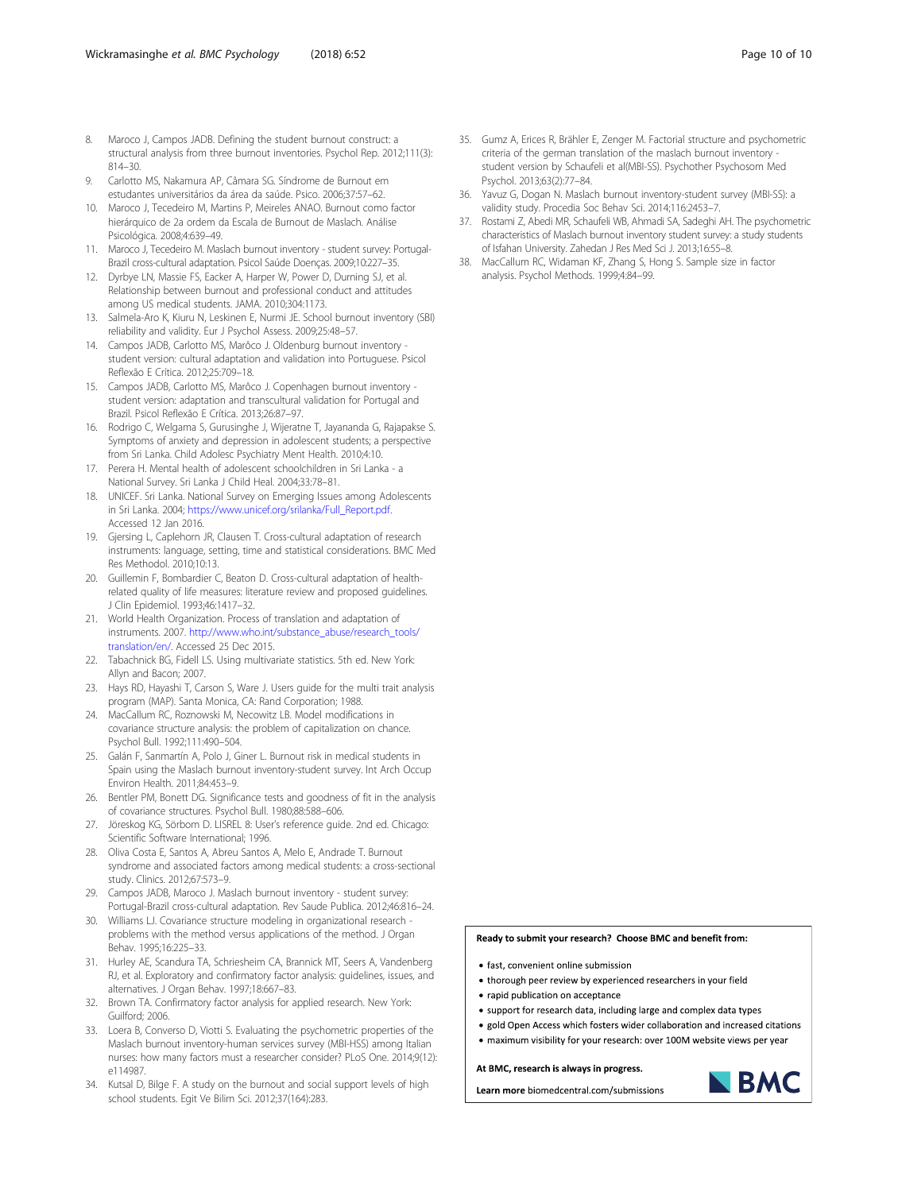8. Maroco J, Campos JADB. Defining the student burnout construct: a structural analysis from three burnout inventories. Psychol Rep. 2012;111(3): 814–30.
9. Carlotto MS, Nakamura AP, Câmara SG. Síndrome de Burnout em estudantes universitários da área da saúde. Psico. 2006;37:57–62.
10. Maroco J, Tecedeiro M, Martins P, Meireles ANAO. Burnout como factor hierárquico de 2a ordem da Escala de Burnout de Maslach. Análise Psicológica. 2008;4:639–49.
11. Maroco J, Tecedeiro M. Maslach burnout inventory - student survey: Portugal-Brazil cross-cultural adaptation. Psicol Saúde Doenças. 2009;10:227–35.
12. Dyrbye LN, Massie FS, Eacker A, Harper W, Power D, Durning SJ, et al. Relationship between burnout and professional conduct and attitudes among US medical students. JAMA. 2010;304:1173.
13. Salmela-Aro K, Kiuru N, Leskinen E, Nurmi JE. School burnout inventory (SBI) reliability and validity. Eur J Psychol Assess. 2009;25:48–57.
14. Campos JADB, Carlotto MS, Marôco J. Oldenburg burnout inventory - student version: cultural adaptation and validation into Portuguese. Psicol Reflexão E Crítica. 2012;25:709–18.
15. Campos JADB, Carlotto MS, Marôco J. Copenhagen burnout inventory - student version: adaptation and transcultural validation for Portugal and Brazil. Psicol Reflexão E Crítica. 2013;26:87–97.
16. Rodrigo C, Welgama S, Gurusinghe J, Wijeratne T, Jayananda G, Rajapakse S. Symptoms of anxiety and depression in adolescent students; a perspective from Sri Lanka. Child Adolesc Psychiatry Ment Health. 2010;4:10.
17. Perera H. Mental health of adolescent schoolchildren in Sri Lanka - a National Survey. Sri Lanka J Child Heal. 2004;33:78–81.
18. UNICEF. Sri Lanka. National Survey on Emerging Issues among Adolescents in Sri Lanka. 2004; https://www.unicef.org/srilanka/Full_Report.pdf. Accessed 12 Jan 2016.
19. Gjersing L, Caplehorn JR, Clausen T. Cross-cultural adaptation of research instruments: language, setting, time and statistical considerations. BMC Med Res Methodol. 2010;10:13.
20. Guillemin F, Bombardier C, Beaton D. Cross-cultural adaptation of health-related quality of life measures: literature review and proposed guidelines. J Clin Epidemiol. 1993;46:1417–32.
21. World Health Organization. Process of translation and adaptation of instruments. 2007. http://www.who.int/substance_abuse/research_tools/translation/en/. Accessed 25 Dec 2015.
22. Tabachnick BG, Fidell LS. Using multivariate statistics. 5th ed. New York: Allyn and Bacon; 2007.
23. Hays RD, Hayashi T, Carson S, Ware J. Users guide for the multi trait analysis program (MAP). Santa Monica, CA: Rand Corporation; 1988.
24. MacCallum RC, Roznowski M, Necowitz LB. Model modifications in covariance structure analysis: the problem of capitalization on chance. Psychol Bull. 1992;111:490–504.
25. Galán F, Sanmartín A, Polo J, Giner L. Burnout risk in medical students in Spain using the Maslach burnout inventory-student survey. Int Arch Occup Environ Health. 2011;84:453–9.
26. Bentler PM, Bonett DG. Significance tests and goodness of fit in the analysis of covariance structures. Psychol Bull. 1980;88:588–606.
27. Jöreskog KG, Sörbom D. LISREL 8: User's reference guide. 2nd ed. Chicago: Scientific Software International; 1996.
28. Oliva Costa E, Santos A, Abreu Santos A, Melo E, Andrade T. Burnout syndrome and associated factors among medical students: a cross-sectional study. Clinics. 2012;67:573–9.
29. Campos JADB, Maroco J. Maslach burnout inventory - student survey: Portugal-Brazil cross-cultural adaptation. Rev Saude Publica. 2012;46:816–24.
30. Williams LJ. Covariance structure modeling in organizational research - problems with the method versus applications of the method. J Organ Behav. 1995;16:225–33.
31. Hurley AE, Scandura TA, Schriesheim CA, Brannick MT, Seers A, Vandenberg RJ, et al. Exploratory and confirmatory factor analysis: guidelines, issues, and alternatives. J Organ Behav. 1997;18:667–83.
32. Brown TA. Confirmatory factor analysis for applied research. New York: Guilford; 2006.
33. Loera B, Converso D, Viotti S. Evaluating the psychometric properties of the Maslach burnout inventory-human services survey (MBI-HSS) among Italian nurses: how many factors must a researcher consider? PLoS One. 2014;9(12): e114987.
34. Kutsal D, Bilge F. A study on the burnout and social support levels of high school students. Egit Ve Bilim Sci. 2012;37(164):283.
35. Gumz A, Erices R, Brähler E, Zenger M. Factorial structure and psychometric criteria of the german translation of the maslach burnout inventory - student version by Schaufeli et al(MBI-SS). Psychother Psychosom Med Psychol. 2013;63(2):77–84.
36. Yavuz G, Dogan N. Maslach burnout inventory-student survey (MBI-SS): a validity study. Procedia Soc Behav Sci. 2014;116:2453–7.
37. Rostami Z, Abedi MR, Schaufeli WB, Ahmadi SA, Sadeghi AH. The psychometric characteristics of Maslach burnout inventory student survey: a study students of Isfahan University. Zahedan J Res Med Sci J. 2013;16:55–8.
38. MacCallum RC, Widaman KF, Zhang S, Hong S. Sample size in factor analysis. Psychol Methods. 1999;4:84–99.

**Ready to submit your research? Choose BMC and benefit from:**

- fast, convenient online submission
- thorough peer review by experienced researchers in your field
- rapid publication on acceptance
- support for research data, including large and complex data types
- gold Open Access which fosters wider collaboration and increased citations
- maximum visibility for your research: over 100M website views per year

**At BMC, research is always in progress.**

**Learn more** biomedcentral.com/submissions

BMC